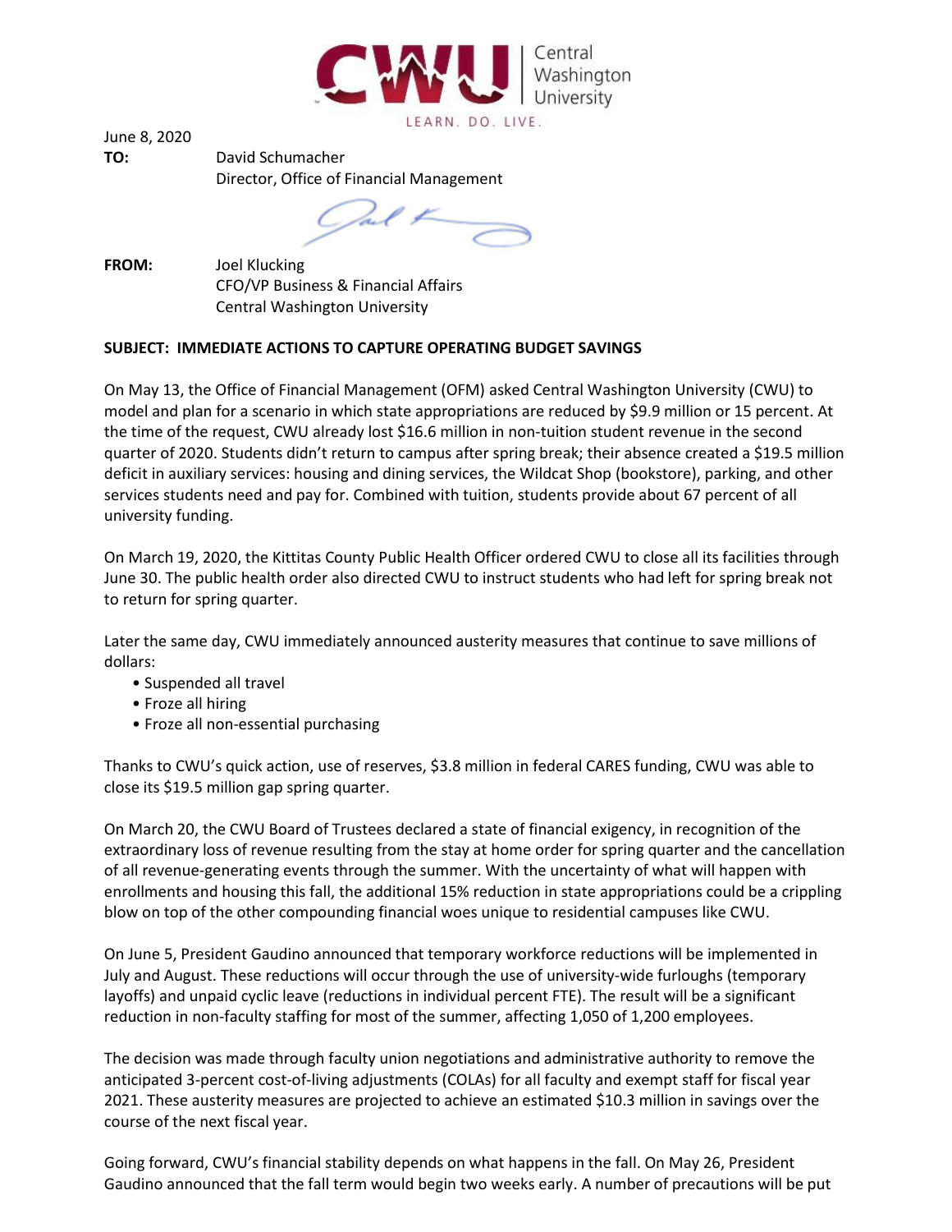June 8, 2020

**TO:** David Schumacher
Director, Office of Financial Management

**FROM:** Joel Klucking
CFO/VP Business & Financial Affairs
Central Washington University

**SUBJECT: IMMEDIATE ACTIONS TO CAPTURE OPERATING BUDGET SAVINGS**

On May 13, the Office of Financial Management (OFM) asked Central Washington University (CWU) to model and plan for a scenario in which state appropriations are reduced by $9.9 million or 15 percent. At the time of the request, CWU already lost $16.6 million in non-tuition student revenue in the second quarter of 2020. Students didn't return to campus after spring break; their absence created a $19.5 million deficit in auxiliary services: housing and dining services, the Wildcat Shop (bookstore), parking, and other services students need and pay for. Combined with tuition, students provide about 67 percent of all university funding.

On March 19, 2020, the Kittitas County Public Health Officer ordered CWU to close all its facilities through June 30. The public health order also directed CWU to instruct students who had left for spring break not to return for spring quarter.

Later the same day, CWU immediately announced austerity measures that continue to save millions of dollars:

- Suspended all travel
- Froze all hiring
- Froze all non-essential purchasing

Thanks to CWU's quick action, use of reserves, $3.8 million in federal CARES funding, CWU was able to close its $19.5 million gap spring quarter.

On March 20, the CWU Board of Trustees declared a state of financial exigency, in recognition of the extraordinary loss of revenue resulting from the stay at home order for spring quarter and the cancellation of all revenue-generating events through the summer. With the uncertainty of what will happen with enrollments and housing this fall, the additional 15% reduction in state appropriations could be a crippling blow on top of the other compounding financial woes unique to residential campuses like CWU.

On June 5, President Gaudino announced that temporary workforce reductions will be implemented in July and August. These reductions will occur through the use of university-wide furloughs (temporary layoffs) and unpaid cyclic leave (reductions in individual percent FTE). The result will be a significant reduction in non-faculty staffing for most of the summer, affecting 1,050 of 1,200 employees.

The decision was made through faculty union negotiations and administrative authority to remove the anticipated 3-percent cost-of-living adjustments (COLAs) for all faculty and exempt staff for fiscal year 2021. These austerity measures are projected to achieve an estimated $10.3 million in savings over the course of the next fiscal year.

Going forward, CWU's financial stability depends on what happens in the fall. On May 26, President Gaudino announced that the fall term would begin two weeks early. A number of precautions will be put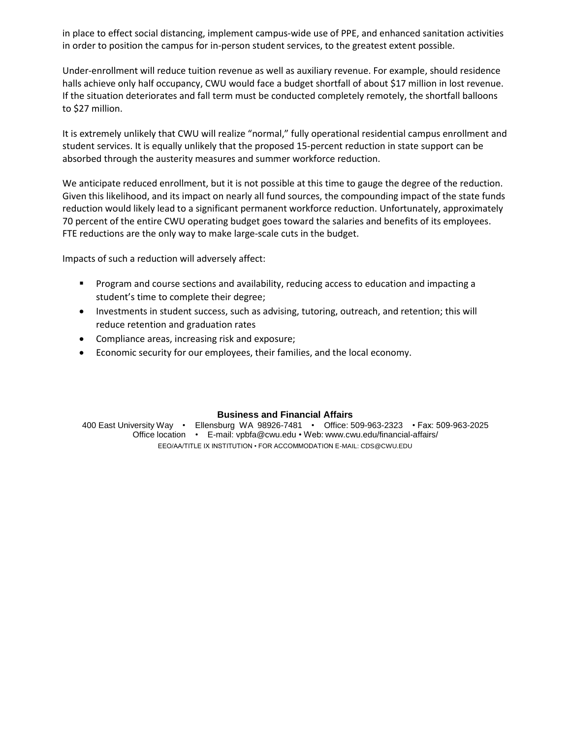in place to effect social distancing, implement campus-wide use of PPE, and enhanced sanitation activities in order to position the campus for in-person student services, to the greatest extent possible.

Under-enrollment will reduce tuition revenue as well as auxiliary revenue. For example, should residence halls achieve only half occupancy, CWU would face a budget shortfall of about $17 million in lost revenue. If the situation deteriorates and fall term must be conducted completely remotely, the shortfall balloons to $27 million.

It is extremely unlikely that CWU will realize "normal," fully operational residential campus enrollment and student services. It is equally unlikely that the proposed 15-percent reduction in state support can be absorbed through the austerity measures and summer workforce reduction.

We anticipate reduced enrollment, but it is not possible at this time to gauge the degree of the reduction. Given this likelihood, and its impact on nearly all fund sources, the compounding impact of the state funds reduction would likely lead to a significant permanent workforce reduction. Unfortunately, approximately 70 percent of the entire CWU operating budget goes toward the salaries and benefits of its employees. FTE reductions are the only way to make large-scale cuts in the budget.

Impacts of such a reduction will adversely affect:

- Program and course sections and availability, reducing access to education and impacting a student's time to complete their degree;
- Investments in student success, such as advising, tutoring, outreach, and retention; this will reduce retention and graduation rates
- Compliance areas, increasing risk and exposure;
- Economic security for our employees, their families, and the local economy.

**Business and Financial Affairs**
400 East University Way • Ellensburg WA 98926-7481 • Office: 509-963-2323 • Fax: 509-963-2025
Office location • E-mail: vpbfa@cwu.edu • Web: www.cwu.edu/financial-affairs/
EEO/AA/TITLE IX INSTITUTION • FOR ACCOMMODATION E-MAIL: CDS@CWU.EDU